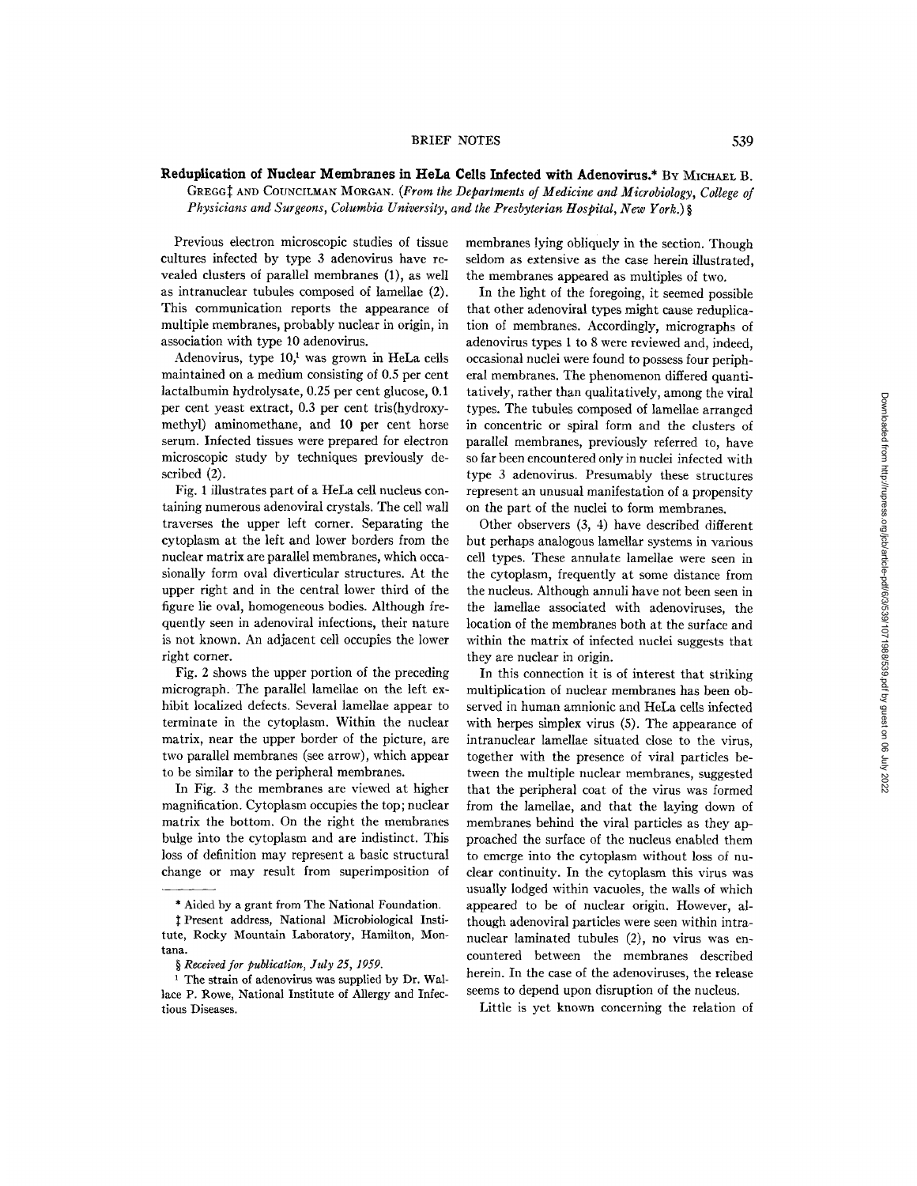**Reduplication of Nuclear Membranes in HeLa Cells Infected with Adenovirus.*** By Michael B. Gregg‡ and Councilman Morgan. (*From the Departments of Medicine and Microbiology, College of Physicians and Surgeons, Columbia University, and the Presbyterian Hospital, New York.*)§

Previous electron microscopic studies of tissue cultures infected by type 3 adenovirus have revealed clusters of parallel membranes (1), as well as intranuclear tubules composed of lamellae (2). This communication reports the appearance of multiple membranes, probably nuclear in origin, in association with type 10 adenovirus.

Adenovirus, type 10,[1] was grown in HeLa cells maintained on a medium consisting of 0.5 per cent lactalbumin hydrolysate, 0.25 per cent glucose, 0.1 per cent yeast extract, 0.3 per cent tris(hydroxymethyl) aminomethane, and 10 per cent horse serum. Infected tissues were prepared for electron microscopic study by techniques previously described (2).

Fig. 1 illustrates part of a HeLa cell nucleus containing numerous adenoviral crystals. The cell wall traverses the upper left corner. Separating the cytoplasm at the left and lower borders from the nuclear matrix are parallel membranes, which occasionally form oval diverticular structures. At the upper right and in the central lower third of the figure lie oval, homogeneous bodies. Although frequently seen in adenoviral infections, their nature is not known. An adjacent cell occupies the lower right corner.

Fig. 2 shows the upper portion of the preceding micrograph. The parallel lamellae on the left exhibit localized defects. Several lamellae appear to terminate in the cytoplasm. Within the nuclear matrix, near the upper border of the picture, are two parallel membranes (see arrow), which appear to be similar to the peripheral membranes.

In Fig. 3 the membranes are viewed at higher magnification. Cytoplasm occupies the top; nuclear matrix the bottom. On the right the membranes bulge into the cytoplasm and are indistinct. This loss of definition may represent a basic structural change or may result from superimposition of membranes lying obliquely in the section. Though seldom as extensive as the case herein illustrated, the membranes appeared as multiples of two.

In the light of the foregoing, it seemed possible that other adenoviral types might cause reduplication of membranes. Accordingly, micrographs of adenovirus types 1 to 8 were reviewed and, indeed, occasional nuclei were found to possess four peripheral membranes. The phenomenon differed quantitatively, rather than qualitatively, among the viral types. The tubules composed of lamellae arranged in concentric or spiral form and the clusters of parallel membranes, previously referred to, have so far been encountered only in nuclei infected with type 3 adenovirus. Presumably these structures represent an unusual manifestation of a propensity on the part of the nuclei to form membranes.

Other observers (3, 4) have described different but perhaps analogous lamellar systems in various cell types. These annulate lamellae were seen in the cytoplasm, frequently at some distance from the nucleus. Although annuli have not been seen in the lamellae associated with adenoviruses, the location of the membranes both at the surface and within the matrix of infected nuclei suggests that they are nuclear in origin.

In this connection it is of interest that striking multiplication of nuclear membranes has been observed in human amnionic and HeLa cells infected with herpes simplex virus (5). The appearance of intranuclear lamellae situated close to the virus, together with the presence of viral particles between the multiple nuclear membranes, suggested that the peripheral coat of the virus was formed from the lamellae, and that the laying down of membranes behind the viral particles as they approached the surface of the nucleus enabled them to emerge into the cytoplasm without loss of nuclear continuity. In the cytoplasm this virus was usually lodged within vacuoles, the walls of which appeared to be of nuclear origin. However, although adenoviral particles were seen within intranuclear laminated tubules (2), no virus was encountered between the membranes described herein. In the case of the adenoviruses, the release seems to depend upon disruption of the nucleus.

Little is yet known concerning the relation of

\* Aided by a grant from The National Foundation.

‡ Present address, National Microbiological Institute, Rocky Mountain Laboratory, Hamilton, Montana.

§ *Received for publication, July 25, 1959.*

[1] The strain of adenovirus was supplied by Dr. Wallace P. Rowe, National Institute of Allergy and Infectious Diseases.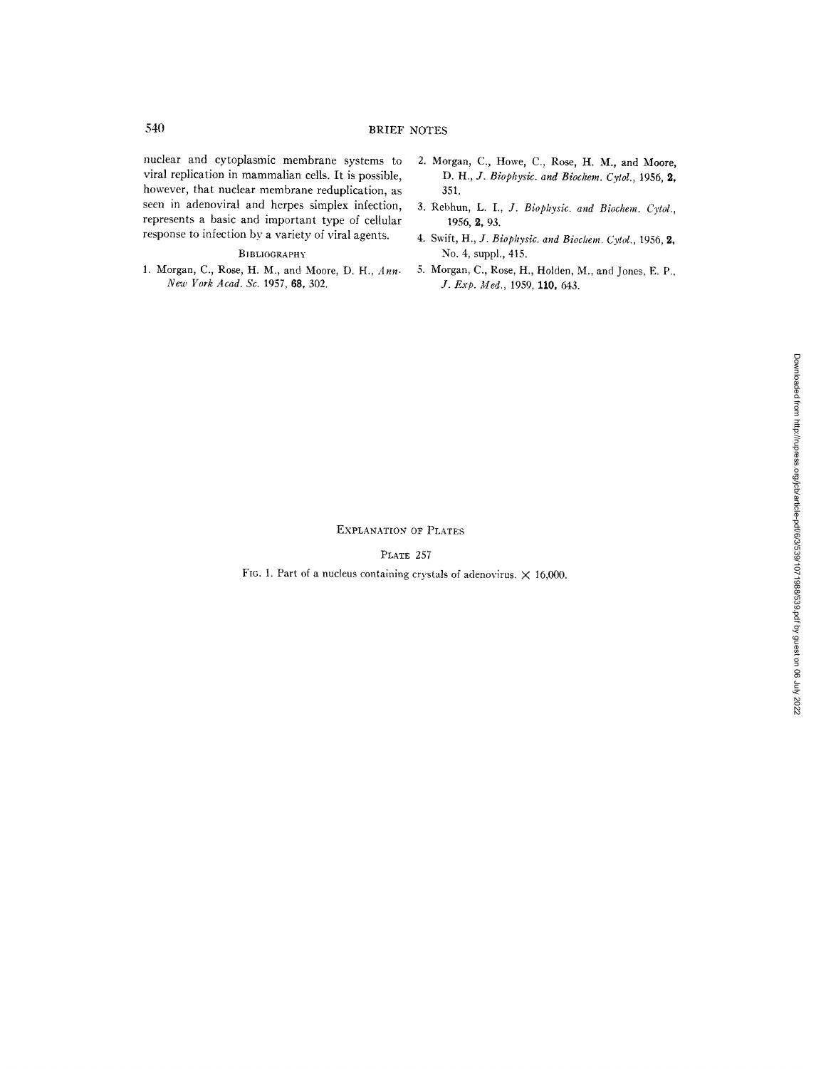nuclear and cytoplasmic membrane systems to viral replication in mammalian cells. It is possible, however, that nuclear membrane reduplication, as seen in adenoviral and herpes simplex infection, represents a basic and important type of cellular response to infection by a variety of viral agents.

## Bibliography

1. Morgan, C., Rose, H. M., and Moore, D. H., *Ann. New York Acad. Sc.* 1957, **68,** 302.
2. Morgan, C., Howe, C., Rose, H. M., and Moore, D. H., *J. Biophysic. and Biochem. Cytol.*, 1956, **2,** 351.
3. Rebhun, L. I., *J. Biophysic. and Biochem. Cytol.*, 1956, **2,** 93.
4. Swift, H., *J. Biophysic. and Biochem. Cytol.*, 1956, **2,** No. 4, suppl., 415.
5. Morgan, C., Rose, H., Holden, M., and Jones, E. P., *J. Exp. Med.*, 1959, **110,** 643.

## Explanation of Plates

### Plate 257

Fig. 1. Part of a nucleus containing crystals of adenovirus. × 16,000.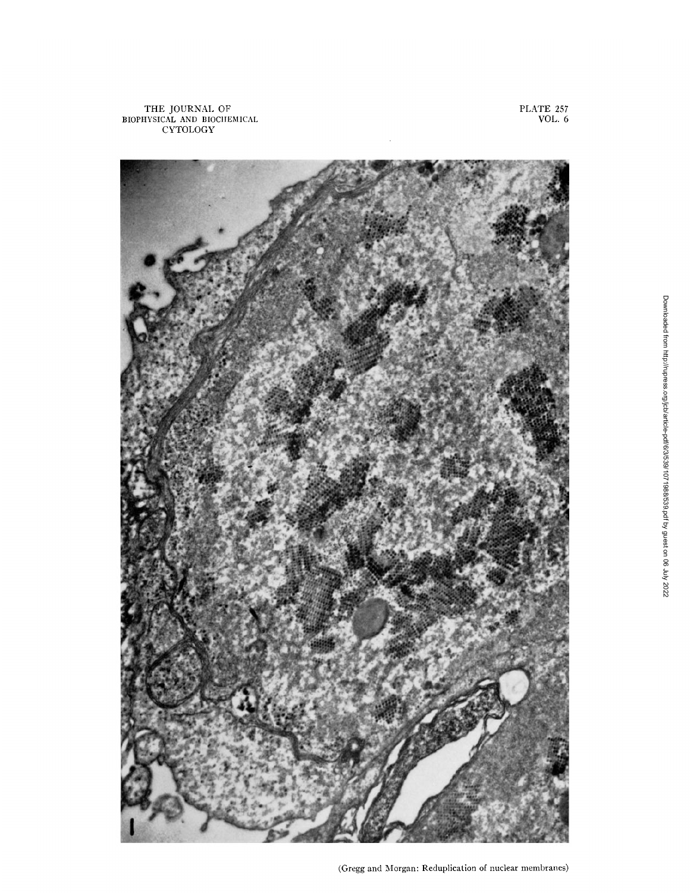(Gregg and Morgan: Reduplication of nuclear membranes)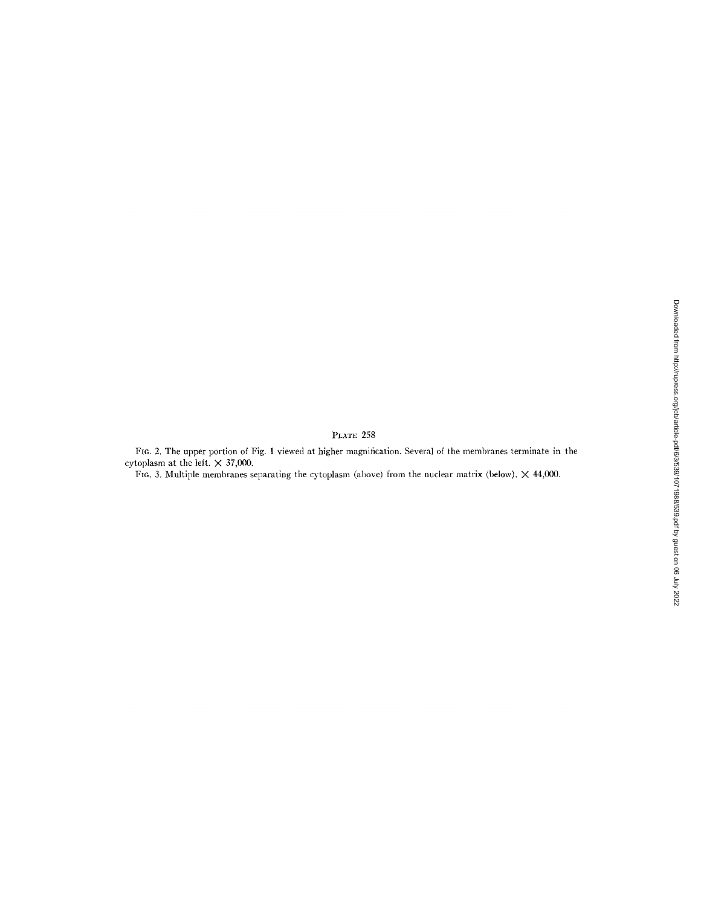PLATE 258

FIG. 2. The upper portion of Fig. 1 viewed at higher magnification. Several of the membranes terminate in the cytoplasm at the left. × 37,000.

FIG. 3. Multiple membranes separating the cytoplasm (above) from the nuclear matrix (below). × 44,000.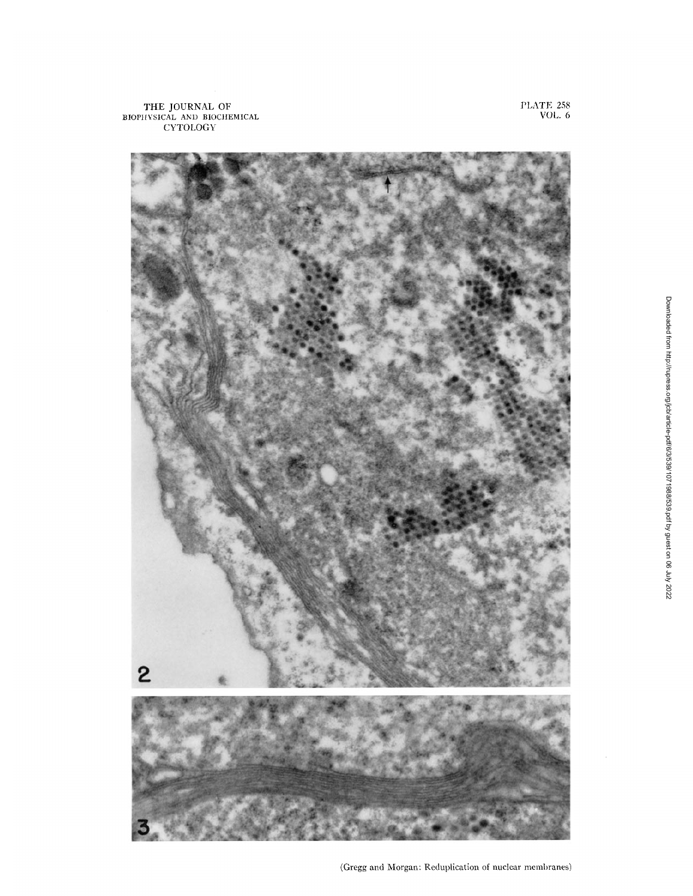(Gregg and Morgan: Reduplication of nuclear membranes)